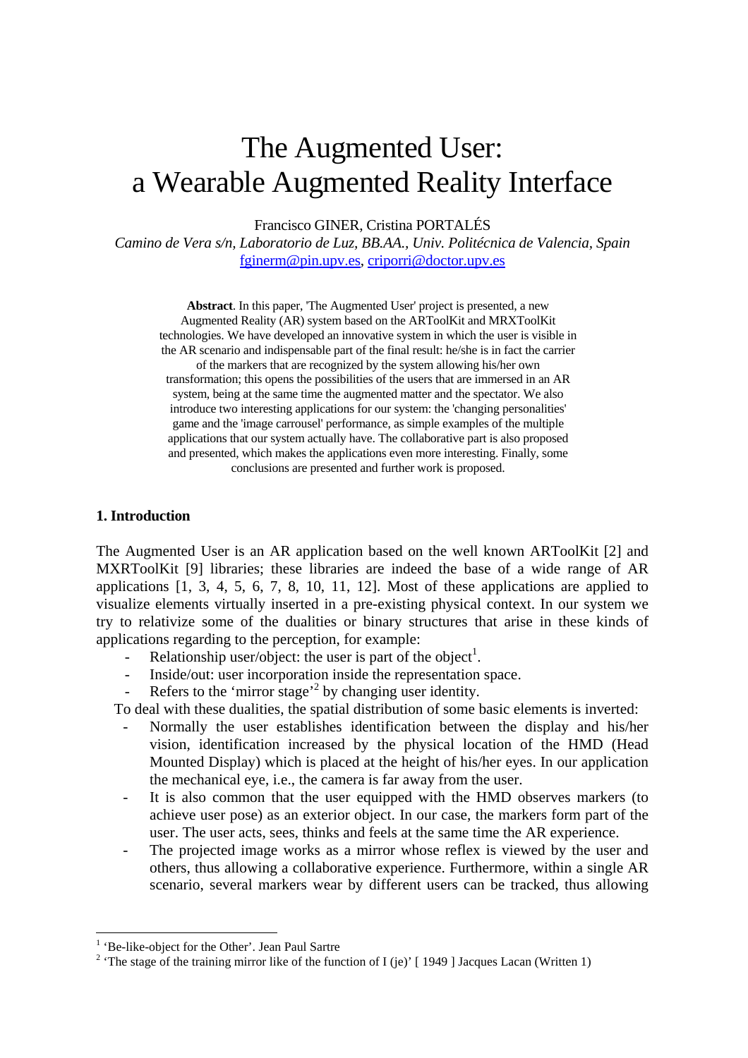# The Augmented User:
# a Wearable Augmented Reality Interface

Francisco GINER, Cristina PORTALÉS

*Camino de Vera s/n, Laboratorio de Luz, BB.AA., Univ. Politécnica de Valencia, Spain*

fginerm@pin.upv.es, criporri@doctor.upv.es

**Abstract**. In this paper, 'The Augmented User' project is presented, a new Augmented Reality (AR) system based on the ARToolKit and MRXToolKit technologies. We have developed an innovative system in which the user is visible in the AR scenario and indispensable part of the final result: he/she is in fact the carrier of the markers that are recognized by the system allowing his/her own transformation; this opens the possibilities of the users that are immersed in an AR system, being at the same time the augmented matter and the spectator. We also introduce two interesting applications for our system: the 'changing personalities' game and the 'image carrousel' performance, as simple examples of the multiple applications that our system actually have. The collaborative part is also proposed and presented, which makes the applications even more interesting. Finally, some conclusions are presented and further work is proposed.

## 1. Introduction

The Augmented User is an AR application based on the well known ARToolKit [2] and MXRToolKit [9] libraries; these libraries are indeed the base of a wide range of AR applications [1, 3, 4, 5, 6, 7, 8, 10, 11, 12]. Most of these applications are applied to visualize elements virtually inserted in a pre-existing physical context. In our system we try to relativize some of the dualities or binary structures that arise in these kinds of applications regarding to the perception, for example:

- Relationship user/object: the user is part of the object[1].
- Inside/out: user incorporation inside the representation space.
- Refers to the 'mirror stage'[2] by changing user identity.

To deal with these dualities, the spatial distribution of some basic elements is inverted:

- Normally the user establishes identification between the display and his/her vision, identification increased by the physical location of the HMD (Head Mounted Display) which is placed at the height of his/her eyes. In our application the mechanical eye, i.e., the camera is far away from the user.
- It is also common that the user equipped with the HMD observes markers (to achieve user pose) as an exterior object. In our case, the markers form part of the user. The user acts, sees, thinks and feels at the same time the AR experience.
- The projected image works as a mirror whose reflex is viewed by the user and others, thus allowing a collaborative experience. Furthermore, within a single AR scenario, several markers wear by different users can be tracked, thus allowing

---

[1] 'Be-like-object for the Other'. Jean Paul Sartre

[2] 'The stage of the training mirror like of the function of I (je)' [ 1949 ] Jacques Lacan (Written 1)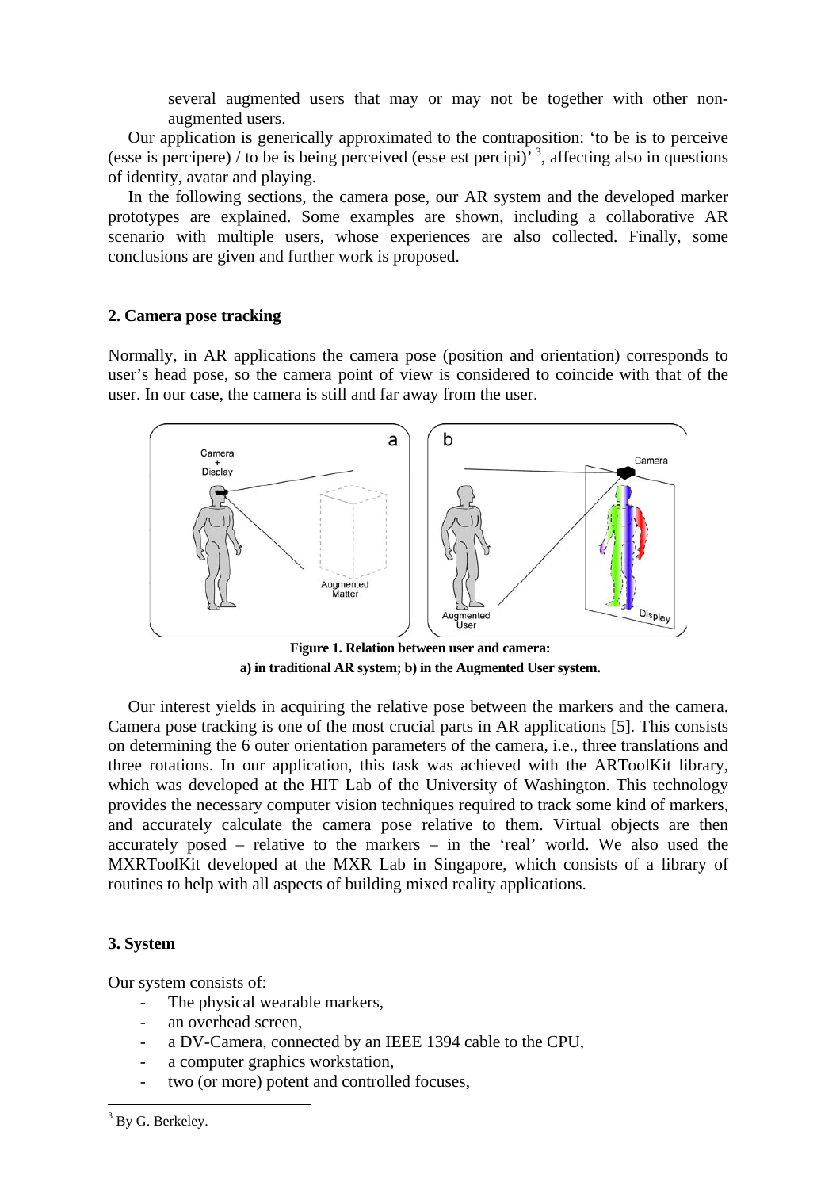several augmented users that may or may not be together with other non-augmented users.

Our application is generically approximated to the contraposition: 'to be is to perceive (esse is percipere) / to be is being perceived (esse est percipi)' [3], affecting also in questions of identity, avatar and playing.

In the following sections, the camera pose, our AR system and the developed marker prototypes are explained. Some examples are shown, including a collaborative AR scenario with multiple users, whose experiences are also collected. Finally, some conclusions are given and further work is proposed.

## 2. Camera pose tracking

Normally, in AR applications the camera pose (position and orientation) corresponds to user's head pose, so the camera point of view is considered to coincide with that of the user. In our case, the camera is still and far away from the user.

**Figure 1. Relation between user and camera:**
**a) in traditional AR system; b) in the Augmented User system.**

Our interest yields in acquiring the relative pose between the markers and the camera. Camera pose tracking is one of the most crucial parts in AR applications [5]. This consists on determining the 6 outer orientation parameters of the camera, i.e., three translations and three rotations. In our application, this task was achieved with the ARToolKit library, which was developed at the HIT Lab of the University of Washington. This technology provides the necessary computer vision techniques required to track some kind of markers, and accurately calculate the camera pose relative to them. Virtual objects are then accurately posed – relative to the markers – in the 'real' world. We also used the MXRToolKit developed at the MXR Lab in Singapore, which consists of a library of routines to help with all aspects of building mixed reality applications.

## 3. System

Our system consists of:

- The physical wearable markers,
- an overhead screen,
- a DV-Camera, connected by an IEEE 1394 cable to the CPU,
- a computer graphics workstation,
- two (or more) potent and controlled focuses,

---

[3] By G. Berkeley.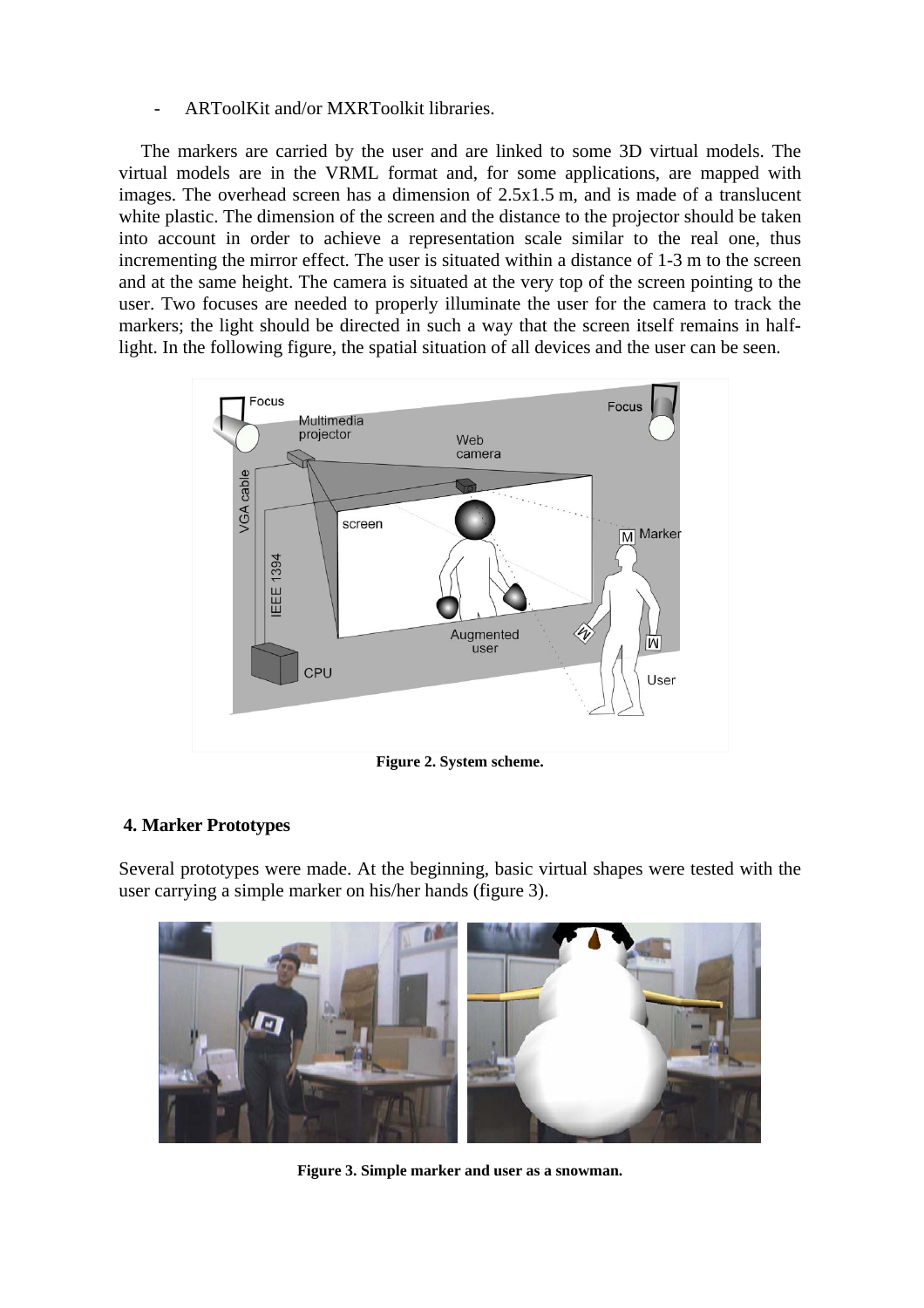- ARToolKit and/or MXRToolkit libraries.

The markers are carried by the user and are linked to some 3D virtual models. The virtual models are in the VRML format and, for some applications, are mapped with images. The overhead screen has a dimension of 2.5x1.5 m, and is made of a translucent white plastic. The dimension of the screen and the distance to the projector should be taken into account in order to achieve a representation scale similar to the real one, thus incrementing the mirror effect. The user is situated within a distance of 1-3 m to the screen and at the same height. The camera is situated at the very top of the screen pointing to the user. Two focuses are needed to properly illuminate the user for the camera to track the markers; the light should be directed in such a way that the screen itself remains in half-light. In the following figure, the spatial situation of all devices and the user can be seen.

**Figure 2. System scheme.**

## 4. Marker Prototypes

Several prototypes were made. At the beginning, basic virtual shapes were tested with the user carrying a simple marker on his/her hands (figure 3).

**Figure 3. Simple marker and user as a snowman.**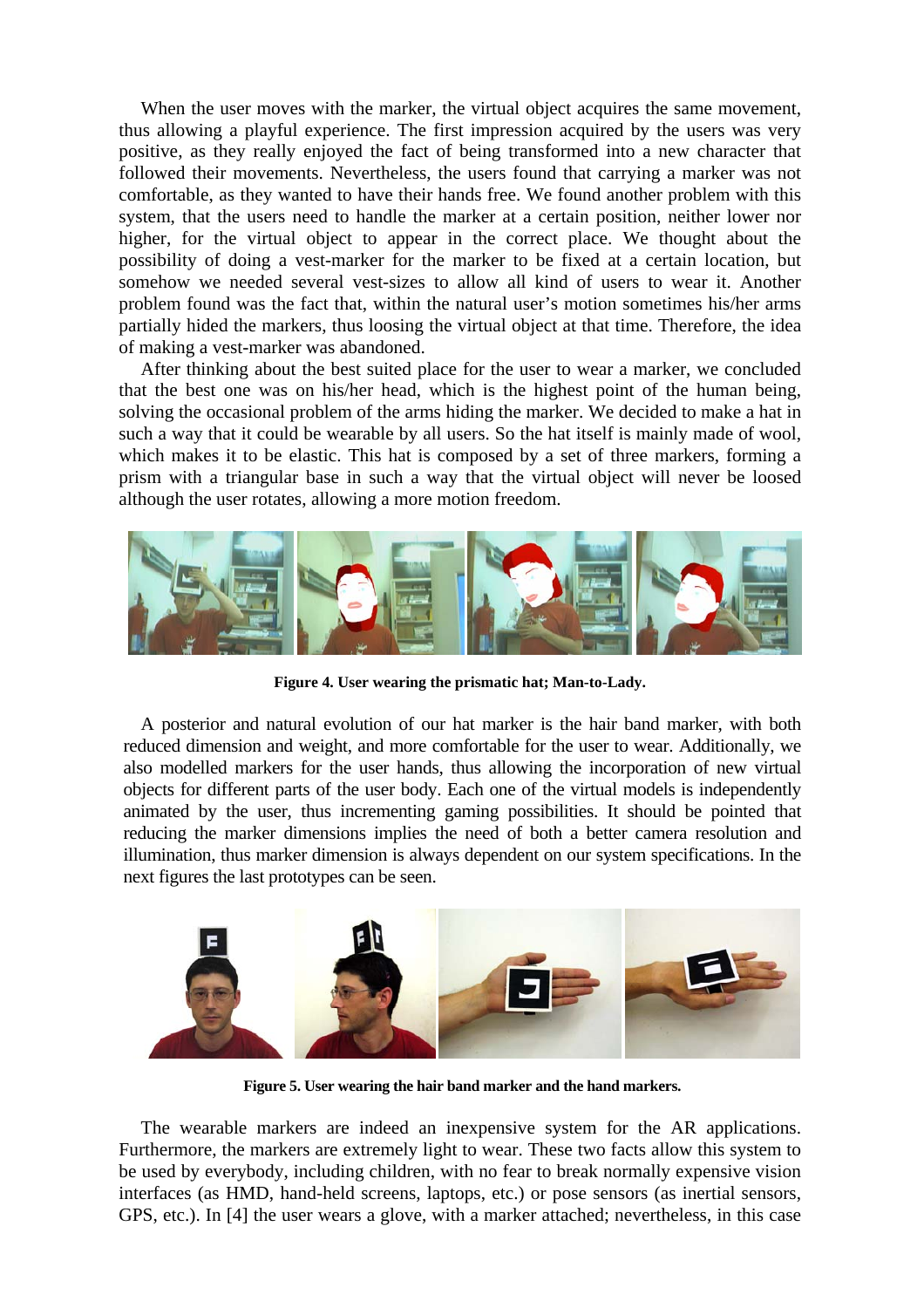When the user moves with the marker, the virtual object acquires the same movement, thus allowing a playful experience. The first impression acquired by the users was very positive, as they really enjoyed the fact of being transformed into a new character that followed their movements. Nevertheless, the users found that carrying a marker was not comfortable, as they wanted to have their hands free. We found another problem with this system, that the users need to handle the marker at a certain position, neither lower nor higher, for the virtual object to appear in the correct place. We thought about the possibility of doing a vest-marker for the marker to be fixed at a certain location, but somehow we needed several vest-sizes to allow all kind of users to wear it. Another problem found was the fact that, within the natural user's motion sometimes his/her arms partially hided the markers, thus loosing the virtual object at that time. Therefore, the idea of making a vest-marker was abandoned.

After thinking about the best suited place for the user to wear a marker, we concluded that the best one was on his/her head, which is the highest point of the human being, solving the occasional problem of the arms hiding the marker. We decided to make a hat in such a way that it could be wearable by all users. So the hat itself is mainly made of wool, which makes it to be elastic. This hat is composed by a set of three markers, forming a prism with a triangular base in such a way that the virtual object will never be loosed although the user rotates, allowing a more motion freedom.

**Figure 4. User wearing the prismatic hat; Man-to-Lady.**

A posterior and natural evolution of our hat marker is the hair band marker, with both reduced dimension and weight, and more comfortable for the user to wear. Additionally, we also modelled markers for the user hands, thus allowing the incorporation of new virtual objects for different parts of the user body. Each one of the virtual models is independently animated by the user, thus incrementing gaming possibilities. It should be pointed that reducing the marker dimensions implies the need of both a better camera resolution and illumination, thus marker dimension is always dependent on our system specifications. In the next figures the last prototypes can be seen.

**Figure 5. User wearing the hair band marker and the hand markers.**

The wearable markers are indeed an inexpensive system for the AR applications. Furthermore, the markers are extremely light to wear. These two facts allow this system to be used by everybody, including children, with no fear to break normally expensive vision interfaces (as HMD, hand-held screens, laptops, etc.) or pose sensors (as inertial sensors, GPS, etc.). In [4] the user wears a glove, with a marker attached; nevertheless, in this case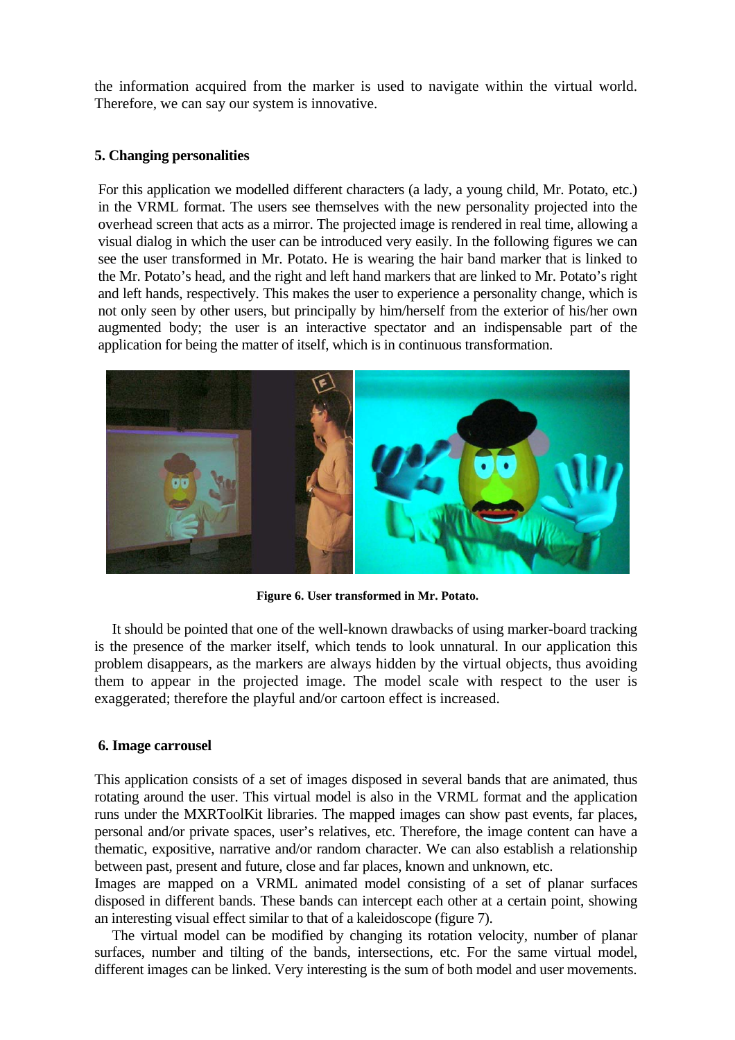the information acquired from the marker is used to navigate within the virtual world. Therefore, we can say our system is innovative.

## 5. Changing personalities

For this application we modelled different characters (a lady, a young child, Mr. Potato, etc.) in the VRML format. The users see themselves with the new personality projected into the overhead screen that acts as a mirror. The projected image is rendered in real time, allowing a visual dialog in which the user can be introduced very easily. In the following figures we can see the user transformed in Mr. Potato. He is wearing the hair band marker that is linked to the Mr. Potato's head, and the right and left hand markers that are linked to Mr. Potato's right and left hands, respectively. This makes the user to experience a personality change, which is not only seen by other users, but principally by him/herself from the exterior of his/her own augmented body; the user is an interactive spectator and an indispensable part of the application for being the matter of itself, which is in continuous transformation.

**Figure 6. User transformed in Mr. Potato.**

It should be pointed that one of the well-known drawbacks of using marker-board tracking is the presence of the marker itself, which tends to look unnatural. In our application this problem disappears, as the markers are always hidden by the virtual objects, thus avoiding them to appear in the projected image. The model scale with respect to the user is exaggerated; therefore the playful and/or cartoon effect is increased.

## 6. Image carrousel

This application consists of a set of images disposed in several bands that are animated, thus rotating around the user. This virtual model is also in the VRML format and the application runs under the MXRToolKit libraries. The mapped images can show past events, far places, personal and/or private spaces, user's relatives, etc. Therefore, the image content can have a thematic, expositive, narrative and/or random character. We can also establish a relationship between past, present and future, close and far places, known and unknown, etc.

Images are mapped on a VRML animated model consisting of a set of planar surfaces disposed in different bands. These bands can intercept each other at a certain point, showing an interesting visual effect similar to that of a kaleidoscope (figure 7).

The virtual model can be modified by changing its rotation velocity, number of planar surfaces, number and tilting of the bands, intersections, etc. For the same virtual model, different images can be linked. Very interesting is the sum of both model and user movements.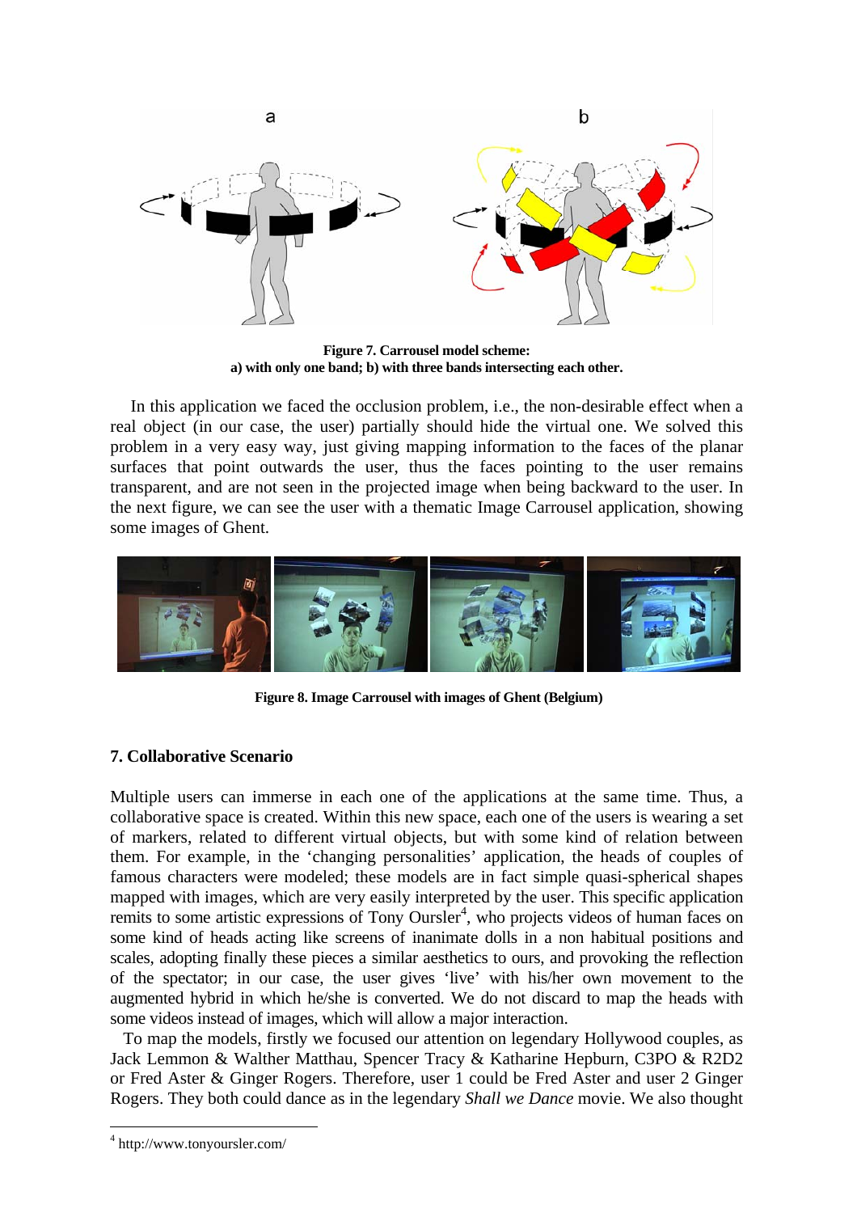**Figure 7. Carrousel model scheme:**
**a) with only one band; b) with three bands intersecting each other.**

In this application we faced the occlusion problem, i.e., the non-desirable effect when a real object (in our case, the user) partially should hide the virtual one. We solved this problem in a very easy way, just giving mapping information to the faces of the planar surfaces that point outwards the user, thus the faces pointing to the user remains transparent, and are not seen in the projected image when being backward to the user. In the next figure, we can see the user with a thematic Image Carrousel application, showing some images of Ghent.

**Figure 8. Image Carrousel with images of Ghent (Belgium)**

## 7. Collaborative Scenario

Multiple users can immerse in each one of the applications at the same time. Thus, a collaborative space is created. Within this new space, each one of the users is wearing a set of markers, related to different virtual objects, but with some kind of relation between them. For example, in the 'changing personalities' application, the heads of couples of famous characters were modeled; these models are in fact simple quasi-spherical shapes mapped with images, which are very easily interpreted by the user. This specific application remits to some artistic expressions of Tony Oursler[4], who projects videos of human faces on some kind of heads acting like screens of inanimate dolls in a non habitual positions and scales, adopting finally these pieces a similar aesthetics to ours, and provoking the reflection of the spectator; in our case, the user gives 'live' with his/her own movement to the augmented hybrid in which he/she is converted. We do not discard to map the heads with some videos instead of images, which will allow a major interaction.

To map the models, firstly we focused our attention on legendary Hollywood couples, as Jack Lemmon & Walther Matthau, Spencer Tracy & Katharine Hepburn, C3PO & R2D2 or Fred Aster & Ginger Rogers. Therefore, user 1 could be Fred Aster and user 2 Ginger Rogers. They both could dance as in the legendary *Shall we Dance* movie. We also thought

[4] http://www.tonyoursler.com/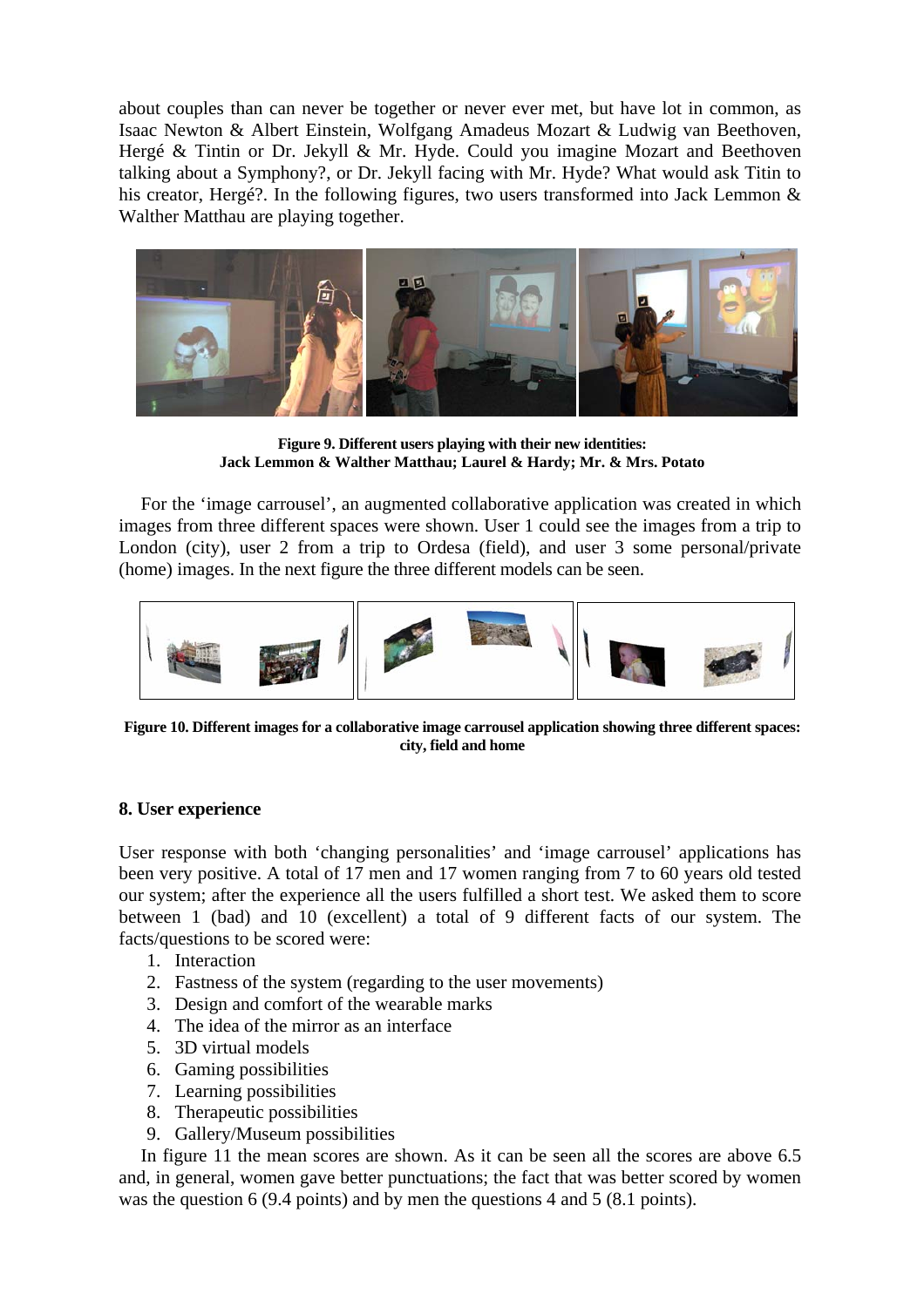about couples than can never be together or never ever met, but have lot in common, as Isaac Newton & Albert Einstein, Wolfgang Amadeus Mozart & Ludwig van Beethoven, Hergé & Tintin or Dr. Jekyll & Mr. Hyde. Could you imagine Mozart and Beethoven talking about a Symphony?, or Dr. Jekyll facing with Mr. Hyde? What would ask Titin to his creator, Hergé?. In the following figures, two users transformed into Jack Lemmon & Walther Matthau are playing together.

**Figure 9. Different users playing with their new identities: Jack Lemmon & Walther Matthau; Laurel & Hardy; Mr. & Mrs. Potato**

For the 'image carrousel', an augmented collaborative application was created in which images from three different spaces were shown. User 1 could see the images from a trip to London (city), user 2 from a trip to Ordesa (field), and user 3 some personal/private (home) images. In the next figure the three different models can be seen.

**Figure 10. Different images for a collaborative image carrousel application showing three different spaces: city, field and home**

## 8. User experience

User response with both 'changing personalities' and 'image carrousel' applications has been very positive. A total of 17 men and 17 women ranging from 7 to 60 years old tested our system; after the experience all the users fulfilled a short test. We asked them to score between 1 (bad) and 10 (excellent) a total of 9 different facts of our system. The facts/questions to be scored were:

1. Interaction
2. Fastness of the system (regarding to the user movements)
3. Design and comfort of the wearable marks
4. The idea of the mirror as an interface
5. 3D virtual models
6. Gaming possibilities
7. Learning possibilities
8. Therapeutic possibilities
9. Gallery/Museum possibilities

In figure 11 the mean scores are shown. As it can be seen all the scores are above 6.5 and, in general, women gave better punctuations; the fact that was better scored by women was the question 6 (9.4 points) and by men the questions 4 and 5 (8.1 points).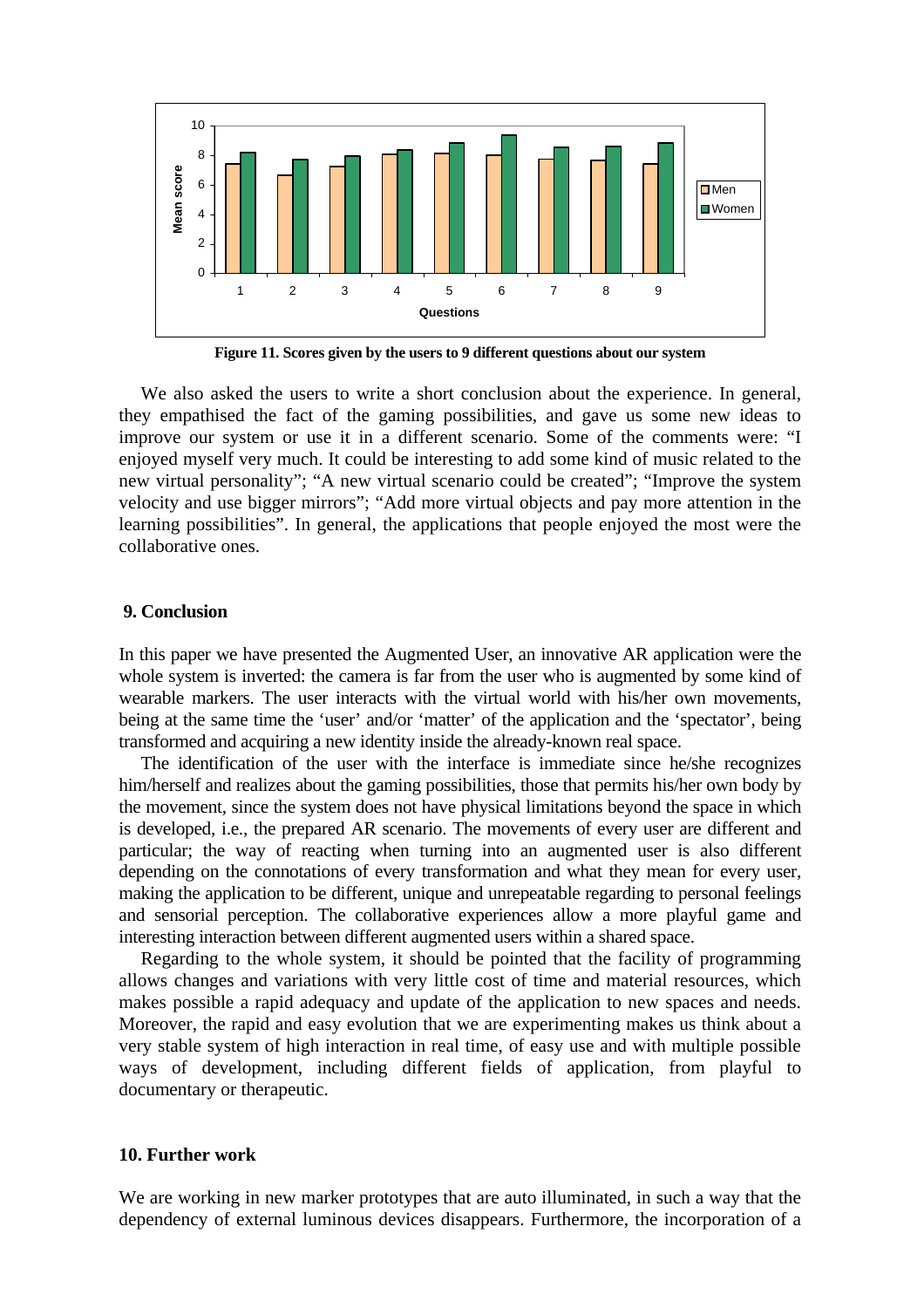**Figure 11. Scores given by the users to 9 different questions about our system**

We also asked the users to write a short conclusion about the experience. In general, they empathised the fact of the gaming possibilities, and gave us some new ideas to improve our system or use it in a different scenario. Some of the comments were: "I enjoyed myself very much. It could be interesting to add some kind of music related to the new virtual personality"; "A new virtual scenario could be created"; "Improve the system velocity and use bigger mirrors"; "Add more virtual objects and pay more attention in the learning possibilities". In general, the applications that people enjoyed the most were the collaborative ones.

## 9. Conclusion

In this paper we have presented the Augmented User, an innovative AR application were the whole system is inverted: the camera is far from the user who is augmented by some kind of wearable markers. The user interacts with the virtual world with his/her own movements, being at the same time the 'user' and/or 'matter' of the application and the 'spectator', being transformed and acquiring a new identity inside the already-known real space.

The identification of the user with the interface is immediate since he/she recognizes him/herself and realizes about the gaming possibilities, those that permits his/her own body by the movement, since the system does not have physical limitations beyond the space in which is developed, i.e., the prepared AR scenario. The movements of every user are different and particular; the way of reacting when turning into an augmented user is also different depending on the connotations of every transformation and what they mean for every user, making the application to be different, unique and unrepeatable regarding to personal feelings and sensorial perception. The collaborative experiences allow a more playful game and interesting interaction between different augmented users within a shared space.

Regarding to the whole system, it should be pointed that the facility of programming allows changes and variations with very little cost of time and material resources, which makes possible a rapid adequacy and update of the application to new spaces and needs. Moreover, the rapid and easy evolution that we are experimenting makes us think about a very stable system of high interaction in real time, of easy use and with multiple possible ways of development, including different fields of application, from playful to documentary or therapeutic.

## 10. Further work

We are working in new marker prototypes that are auto illuminated, in such a way that the dependency of external luminous devices disappears. Furthermore, the incorporation of a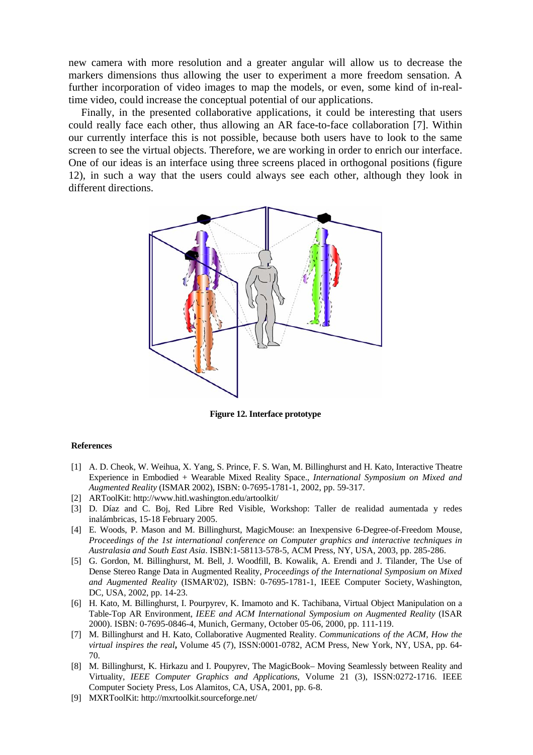new camera with more resolution and a greater angular will allow us to decrease the markers dimensions thus allowing the user to experiment a more freedom sensation. A further incorporation of video images to map the models, or even, some kind of in-real-time video, could increase the conceptual potential of our applications.

Finally, in the presented collaborative applications, it could be interesting that users could really face each other, thus allowing an AR face-to-face collaboration [7]. Within our currently interface this is not possible, because both users have to look to the same screen to see the virtual objects. Therefore, we are working in order to enrich our interface. One of our ideas is an interface using three screens placed in orthogonal positions (figure 12), in such a way that the users could always see each other, although they look in different directions.

**Figure 12. Interface prototype**

#### References

[1] A. D. Cheok, W. Weihua, X. Yang, S. Prince, F. S. Wan, M. Billinghurst and H. Kato, Interactive Theatre Experience in Embodied + Wearable Mixed Reality Space., *International Symposium on Mixed and Augmented Reality* (ISMAR 2002), ISBN: 0-7695-1781-1, 2002, pp. 59-317.

[2] ARToolKit: http://www.hitl.washington.edu/artoolkit/

[3] D. Díaz and C. Boj, Red Libre Red Visible, Workshop: Taller de realidad aumentada y redes inalámbricas, 15-18 February 2005.

[4] E. Woods, P. Mason and M. Billinghurst, MagicMouse: an Inexpensive 6-Degree-of-Freedom Mouse, *Proceedings of the 1st international conference on Computer graphics and interactive techniques in Australasia and South East Asia*. ISBN:1-58113-578-5, ACM Press, NY, USA, 2003, pp. 285-286.

[5] G. Gordon, M. Billinghurst, M. Bell, J. Woodfill, B. Kowalik, A. Erendi and J. Tilander, The Use of Dense Stereo Range Data in Augmented Reality, *Proceedings of the International Symposium on Mixed and Augmented Reality* (ISMAR'02), ISBN: 0-7695-1781-1, IEEE Computer Society, Washington, DC, USA, 2002, pp. 14-23.

[6] H. Kato, M. Billinghurst, I. Pourpyrev, K. Imamoto and K. Tachibana, Virtual Object Manipulation on a Table-Top AR Environment, *IEEE and ACM International Symposium on Augmented Reality* (ISAR 2000). ISBN: 0-7695-0846-4, Munich, Germany, October 05-06, 2000, pp. 111-119.

[7] M. Billinghurst and H. Kato, Collaborative Augmented Reality. *Communications of the ACM, How the virtual inspires the real*, Volume 45 (7), ISSN:0001-0782, ACM Press, New York, NY, USA, pp. 64-70.

[8] M. Billinghurst, K. Hirkazu and I. Poupyrev, The MagicBook– Moving Seamlessly between Reality and Virtuality, *IEEE Computer Graphics and Applications*, Volume 21 (3), ISSN:0272-1716. IEEE Computer Society Press, Los Alamitos, CA, USA, 2001, pp. 6-8.

[9] MXRToolKit: http://mxrtoolkit.sourceforge.net/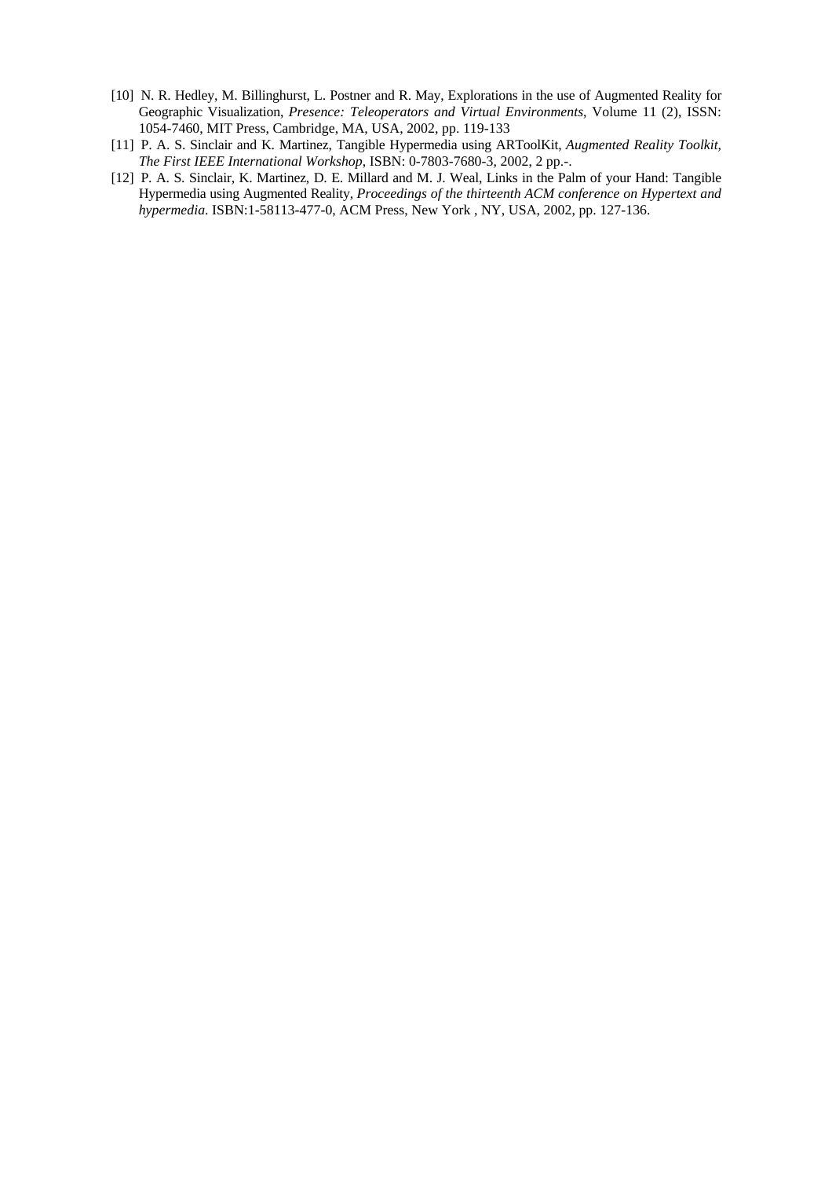[10] N. R. Hedley, M. Billinghurst, L. Postner and R. May, Explorations in the use of Augmented Reality for Geographic Visualization, *Presence: Teleoperators and Virtual Environments*, Volume 11 (2), ISSN: 1054-7460, MIT Press, Cambridge, MA, USA, 2002, pp. 119-133

[11] P. A. S. Sinclair and K. Martinez, Tangible Hypermedia using ARToolKit, *Augmented Reality Toolkit, The First IEEE International Workshop*, ISBN: 0-7803-7680-3, 2002, 2 pp.-.

[12] P. A. S. Sinclair, K. Martinez, D. E. Millard and M. J. Weal, Links in the Palm of your Hand: Tangible Hypermedia using Augmented Reality, *Proceedings of the thirteenth ACM conference on Hypertext and hypermedia*. ISBN:1-58113-477-0, ACM Press, New York , NY, USA, 2002, pp. 127-136.